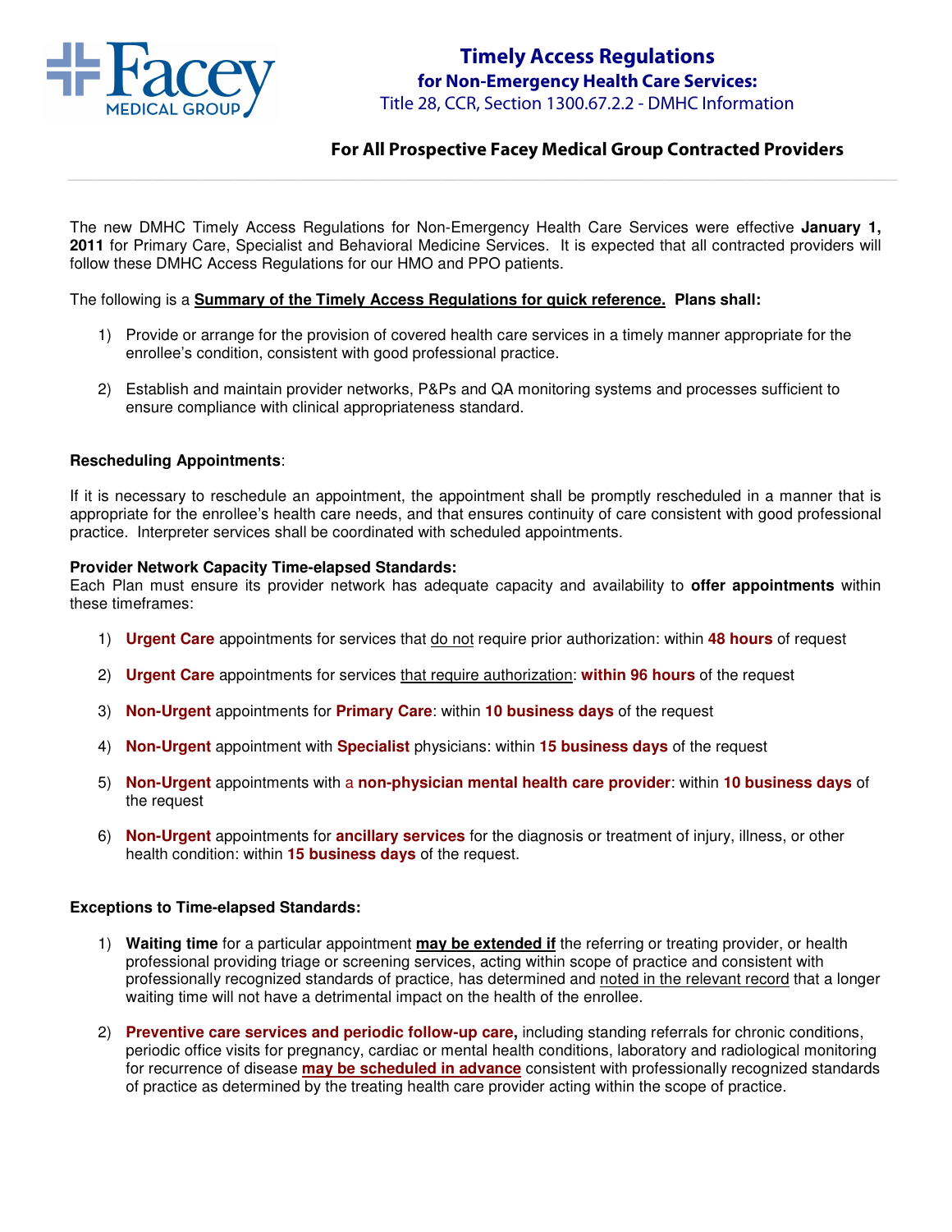Facey MEDICAL GROUP

# Timely Access Regulations
## for Non-Emergency Health Care Services:
Title 28, CCR, Section 1300.67.2.2 - DMHC Information

### For All Prospective Facey Medical Group Contracted Providers

---

The new DMHC Timely Access Regulations for Non-Emergency Health Care Services were effective **January 1, 2011** for Primary Care, Specialist and Behavioral Medicine Services. It is expected that all contracted providers will follow these DMHC Access Regulations for our HMO and PPO patients.

The following is a **Summary of the Timely Access Regulations for quick reference. Plans shall:**

1) Provide or arrange for the provision of covered health care services in a timely manner appropriate for the enrollee's condition, consistent with good professional practice.

2) Establish and maintain provider networks, P&Ps and QA monitoring systems and processes sufficient to ensure compliance with clinical appropriateness standard.

**Rescheduling Appointments**:

If it is necessary to reschedule an appointment, the appointment shall be promptly rescheduled in a manner that is appropriate for the enrollee's health care needs, and that ensures continuity of care consistent with good professional practice. Interpreter services shall be coordinated with scheduled appointments.

**Provider Network Capacity Time-elapsed Standards:**
Each Plan must ensure its provider network has adequate capacity and availability to **offer appointments** within these timeframes:

1) **Urgent Care** appointments for services that do not require prior authorization: within **48 hours** of request

2) **Urgent Care** appointments for services that require authorization: **within 96 hours** of the request

3) **Non-Urgent** appointments for **Primary Care**: within **10 business days** of the request

4) **Non-Urgent** appointment with **Specialist** physicians: within **15 business days** of the request

5) **Non-Urgent** appointments with a **non-physician mental health care provider**: within **10 business days** of the request

6) **Non-Urgent** appointments for **ancillary services** for the diagnosis or treatment of injury, illness, or other health condition: within **15 business days** of the request.

**Exceptions to Time-elapsed Standards:**

1) **Waiting time** for a particular appointment **may be extended if** the referring or treating provider, or health professional providing triage or screening services, acting within scope of practice and consistent with professionally recognized standards of practice, has determined and noted in the relevant record that a longer waiting time will not have a detrimental impact on the health of the enrollee.

2) **Preventive care services and periodic follow-up care,** including standing referrals for chronic conditions, periodic office visits for pregnancy, cardiac or mental health conditions, laboratory and radiological monitoring for recurrence of disease **may be scheduled in advance** consistent with professionally recognized standards of practice as determined by the treating health care provider acting within the scope of practice.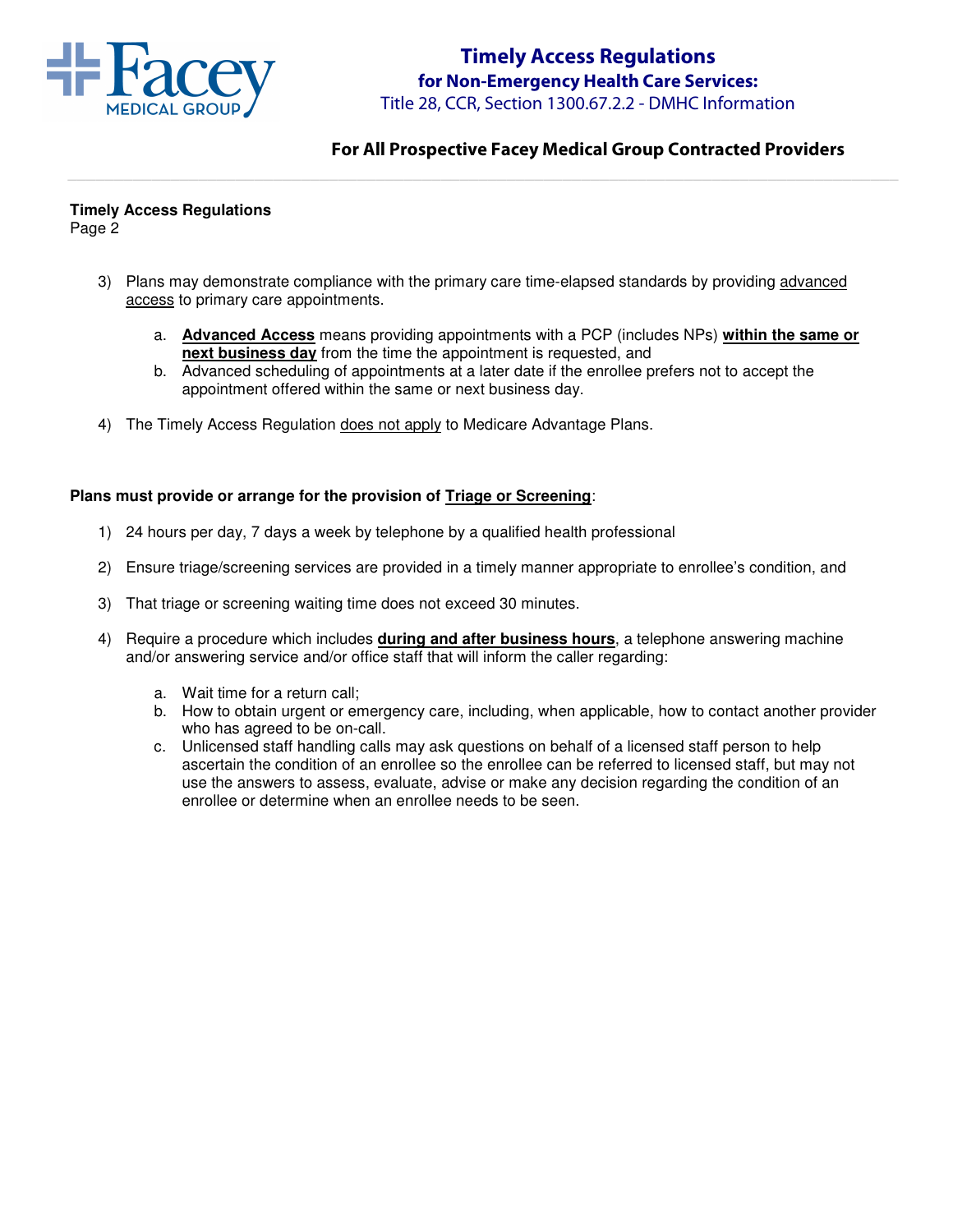**Timely Access Regulations**
Page 2

3) Plans may demonstrate compliance with the primary care time-elapsed standards by providing advanced access to primary care appointments.

    a. **Advanced Access** means providing appointments with a PCP (includes NPs) **within the same or next business day** from the time the appointment is requested, and
    b. Advanced scheduling of appointments at a later date if the enrollee prefers not to accept the appointment offered within the same or next business day.

4) The Timely Access Regulation does not apply to Medicare Advantage Plans.

**Plans must provide or arrange for the provision of Triage or Screening:**

1) 24 hours per day, 7 days a week by telephone by a qualified health professional

2) Ensure triage/screening services are provided in a timely manner appropriate to enrollee's condition, and

3) That triage or screening waiting time does not exceed 30 minutes.

4) Require a procedure which includes **during and after business hours**, a telephone answering machine and/or answering service and/or office staff that will inform the caller regarding:

    a. Wait time for a return call;
    b. How to obtain urgent or emergency care, including, when applicable, how to contact another provider who has agreed to be on-call.
    c. Unlicensed staff handling calls may ask questions on behalf of a licensed staff person to help ascertain the condition of an enrollee so the enrollee can be referred to licensed staff, but may not use the answers to assess, evaluate, advise or make any decision regarding the condition of an enrollee or determine when an enrollee needs to be seen.